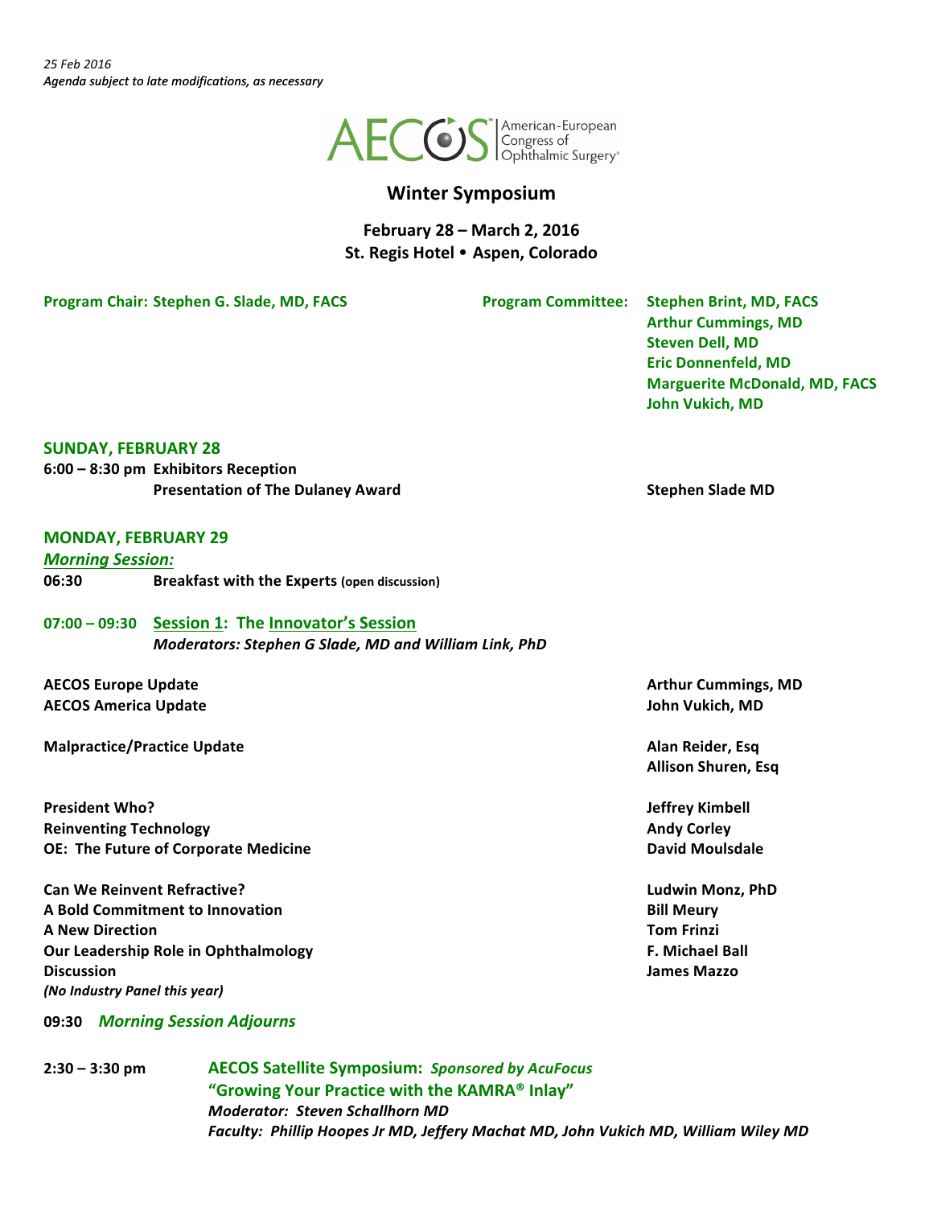*25 Feb 2016*
*Agenda subject to late modifications, as necessary*

AECOS American-European Congress of Ophthalmic Surgery

# Winter Symposium

**February 28 – March 2, 2016**
**St. Regis Hotel • Aspen, Colorado**

**Program Chair: Stephen G. Slade, MD, FACS**

**Program Committee:** **Stephen Brint, MD, FACS**
**Arthur Cummings, MD**
**Steven Dell, MD**
**Eric Donnenfeld, MD**
**Marguerite McDonald, MD, FACS**
**John Vukich, MD**

## SUNDAY, FEBRUARY 28

**6:00 – 8:30 pm** **Exhibitors Reception**
**Presentation of The Dulaney Award** — **Stephen Slade MD**

## MONDAY, FEBRUARY 29

***Morning Session:***

**06:30** **Breakfast with the Experts** **(open discussion)**

**07:00 – 09:30** **Session 1: The Innovator's Session**
***Moderators: Stephen G Slade, MD and William Link, PhD***

**AECOS Europe Update** — **Arthur Cummings, MD**
**AECOS America Update** — **John Vukich, MD**

**Malpractice/Practice Update** — **Alan Reider, Esq**
**Allison Shuren, Esq**

**President Who?** — **Jeffrey Kimbell**
**Reinventing Technology** — **Andy Corley**
**OE: The Future of Corporate Medicine** — **David Moulsdale**

**Can We Reinvent Refractive?** — **Ludwin Monz, PhD**
**A Bold Commitment to Innovation** — **Bill Meury**
**A New Direction** — **Tom Frinzi**
**Our Leadership Role in Ophthalmology** — **F. Michael Ball**
**Discussion** — **James Mazzo**
***(No Industry Panel this year)***

**09:30** ***Morning Session Adjourns***

**2:30 – 3:30 pm** **AECOS Satellite Symposium:** ***Sponsored by AcuFocus***
**"Growing Your Practice with the KAMRA® Inlay"**
***Moderator: Steven Schallhorn MD***
***Faculty: Phillip Hoopes Jr MD, Jeffery Machat MD, John Vukich MD, William Wiley MD***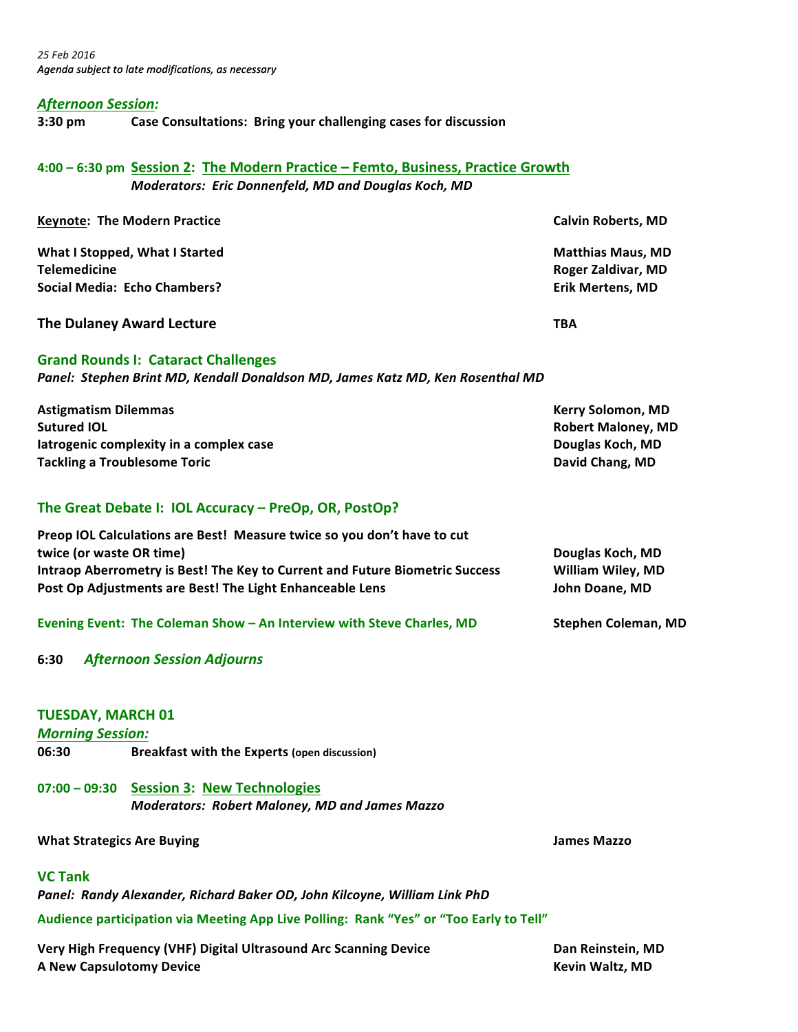*25 Feb 2016*
*Agenda subject to late modifications, as necessary*

***Afternoon Session:***

**3:30 pm** **Case Consultations: Bring your challenging cases for discussion**

## 4:00 – 6:30 pm Session 2: The Modern Practice – Femto, Business, Practice Growth

***Moderators: Eric Donnenfeld, MD and Douglas Koch, MD***

**Keynote: The Modern Practice** — **Calvin Roberts, MD**

**What I Stopped, What I Started** — **Matthias Maus, MD**
**Telemedicine** — **Roger Zaldivar, MD**
**Social Media: Echo Chambers?** — **Erik Mertens, MD**

**The Dulaney Award Lecture** — **TBA**

### Grand Rounds I: Cataract Challenges

***Panel: Stephen Brint MD, Kendall Donaldson MD, James Katz MD, Ken Rosenthal MD***

**Astigmatism Dilemmas** — **Kerry Solomon, MD**
**Sutured IOL** — **Robert Maloney, MD**
**Iatrogenic complexity in a complex case** — **Douglas Koch, MD**
**Tackling a Troublesome Toric** — **David Chang, MD**

### The Great Debate I: IOL Accuracy – PreOp, OR, PostOp?

**Preop IOL Calculations are Best! Measure twice so you don't have to cut twice (or waste OR time)** — **Douglas Koch, MD**
**Intraop Aberrometry is Best! The Key to Current and Future Biometric Success** — **William Wiley, MD**
**Post Op Adjustments are Best! The Light Enhanceable Lens** — **John Doane, MD**

**Evening Event: The Coleman Show – An Interview with Steve Charles, MD** — **Stephen Coleman, MD**

**6:30** ***Afternoon Session Adjourns***

## TUESDAY, MARCH 01

***Morning Session:***

**06:30** **Breakfast with the Experts (open discussion)**

## 07:00 – 09:30 Session 3: New Technologies

***Moderators: Robert Maloney, MD and James Mazzo***

**What Strategics Are Buying** — **James Mazzo**

### VC Tank

***Panel: Randy Alexander, Richard Baker OD, John Kilcoyne, William Link PhD***

**Audience participation via Meeting App Live Polling: Rank "Yes" or "Too Early to Tell"**

**Very High Frequency (VHF) Digital Ultrasound Arc Scanning Device** — **Dan Reinstein, MD**
**A New Capsulotomy Device** — **Kevin Waltz, MD**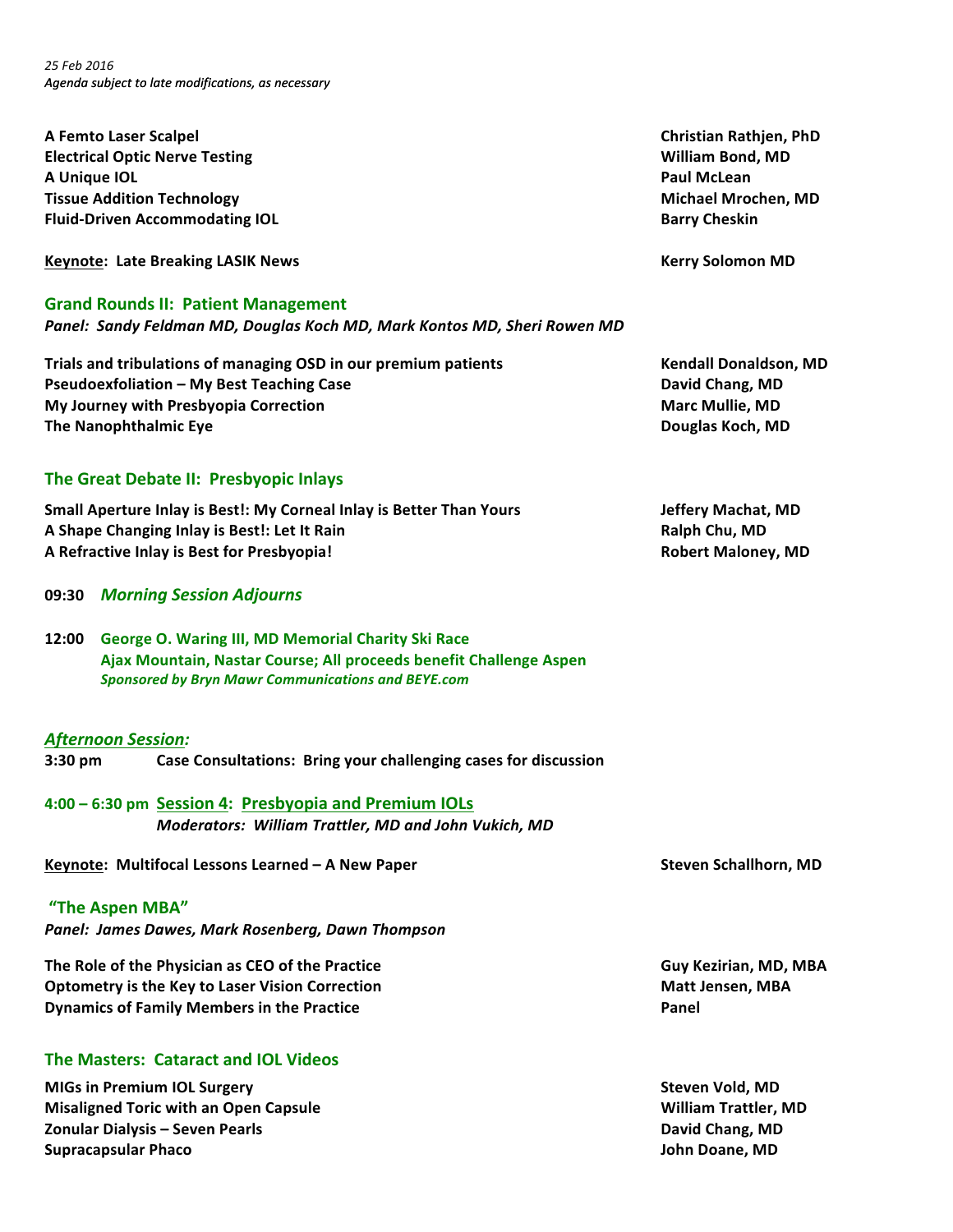*25 Feb 2016*
*Agenda subject to late modifications, as necessary*

**A Femto Laser Scalpel** — **Christian Rathjen, PhD**
**Electrical Optic Nerve Testing** — **William Bond, MD**
**A Unique IOL** — **Paul McLean**
**Tissue Addition Technology** — **Michael Mrochen, MD**
**Fluid-Driven Accommodating IOL** — **Barry Cheskin**

**Keynote: Late Breaking LASIK News** — **Kerry Solomon MD**

## Grand Rounds II: Patient Management

***Panel: Sandy Feldman MD, Douglas Koch MD, Mark Kontos MD, Sheri Rowen MD***

**Trials and tribulations of managing OSD in our premium patients** — **Kendall Donaldson, MD**
**Pseudoexfoliation – My Best Teaching Case** — **David Chang, MD**
**My Journey with Presbyopia Correction** — **Marc Mullie, MD**
**The Nanophthalmic Eye** — **Douglas Koch, MD**

## The Great Debate II: Presbyopic Inlays

**Small Aperture Inlay is Best!: My Corneal Inlay is Better Than Yours** — **Jeffery Machat, MD**
**A Shape Changing Inlay is Best!: Let It Rain** — **Ralph Chu, MD**
**A Refractive Inlay is Best for Presbyopia!** — **Robert Maloney, MD**

**09:30** ***Morning Session Adjourns***

**12:00** **George O. Waring III, MD Memorial Charity Ski Race**
**Ajax Mountain, Nastar Course; All proceeds benefit Challenge Aspen**
***Sponsored by Bryn Mawr Communications and BEYE.com***

## *Afternoon Session:*

**3:30 pm** **Case Consultations: Bring your challenging cases for discussion**

**4:00 – 6:30 pm** **Session 4: Presbyopia and Premium IOLs**
***Moderators: William Trattler, MD and John Vukich, MD***

**Keynote: Multifocal Lessons Learned – A New Paper** — **Steven Schallhorn, MD**

## "The Aspen MBA"

***Panel: James Dawes, Mark Rosenberg, Dawn Thompson***

**The Role of the Physician as CEO of the Practice** — **Guy Kezirian, MD, MBA**
**Optometry is the Key to Laser Vision Correction** — **Matt Jensen, MBA**
**Dynamics of Family Members in the Practice** — **Panel**

## The Masters: Cataract and IOL Videos

**MIGs in Premium IOL Surgery** — **Steven Vold, MD**
**Misaligned Toric with an Open Capsule** — **William Trattler, MD**
**Zonular Dialysis – Seven Pearls** — **David Chang, MD**
**Supracapsular Phaco** — **John Doane, MD**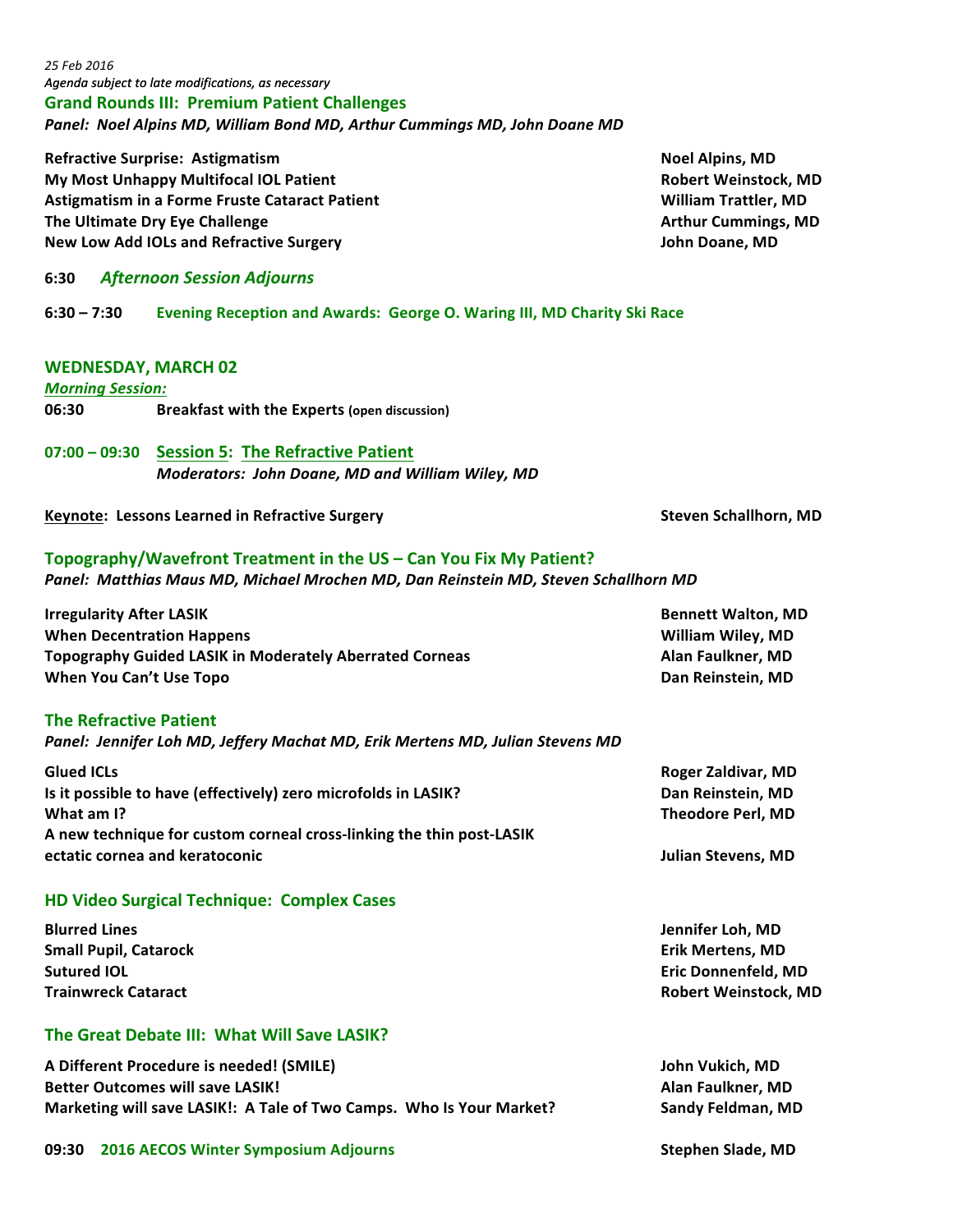*25 Feb 2016*
*Agenda subject to late modifications, as necessary*

### Grand Rounds III: Premium Patient Challenges

***Panel: Noel Alpins MD, William Bond MD, Arthur Cummings MD, John Doane MD***

| | |
|---|---|
| **Refractive Surprise: Astigmatism** | **Noel Alpins, MD** |
| **My Most Unhappy Multifocal IOL Patient** | **Robert Weinstock, MD** |
| **Astigmatism in a Forme Fruste Cataract Patient** | **William Trattler, MD** |
| **The Ultimate Dry Eye Challenge** | **Arthur Cummings, MD** |
| **New Low Add IOLs and Refractive Surgery** | **John Doane, MD** |

**6:30** ***Afternoon Session Adjourns***

**6:30 – 7:30** **Evening Reception and Awards: George O. Waring III, MD Charity Ski Race**

## WEDNESDAY, MARCH 02

***Morning Session:***

**06:30** **Breakfast with the Experts (open discussion)**

**07:00 – 09:30** **Session 5: The Refractive Patient**
***Moderators: John Doane, MD and William Wiley, MD***

| | |
|---|---|
| **Keynote: Lessons Learned in Refractive Surgery** | **Steven Schallhorn, MD** |

### Topography/Wavefront Treatment in the US – Can You Fix My Patient?

***Panel: Matthias Maus MD, Michael Mrochen MD, Dan Reinstein MD, Steven Schallhorn MD***

| | |
|---|---|
| **Irregularity After LASIK** | **Bennett Walton, MD** |
| **When Decentration Happens** | **William Wiley, MD** |
| **Topography Guided LASIK in Moderately Aberrated Corneas** | **Alan Faulkner, MD** |
| **When You Can't Use Topo** | **Dan Reinstein, MD** |

### The Refractive Patient

***Panel: Jennifer Loh MD, Jeffery Machat MD, Erik Mertens MD, Julian Stevens MD***

| | |
|---|---|
| **Glued ICLs** | **Roger Zaldivar, MD** |
| **Is it possible to have (effectively) zero microfolds in LASIK?** | **Dan Reinstein, MD** |
| **What am I?** | **Theodore Perl, MD** |
| **A new technique for custom corneal cross-linking the thin post-LASIK ectatic cornea and keratoconic** | **Julian Stevens, MD** |

### HD Video Surgical Technique: Complex Cases

| | |
|---|---|
| **Blurred Lines** | **Jennifer Loh, MD** |
| **Small Pupil, Catarock** | **Erik Mertens, MD** |
| **Sutured IOL** | **Eric Donnenfeld, MD** |
| **Trainwreck Cataract** | **Robert Weinstock, MD** |

### The Great Debate III: What Will Save LASIK?

| | |
|---|---|
| **A Different Procedure is needed! (SMILE)** | **John Vukich, MD** |
| **Better Outcomes will save LASIK!** | **Alan Faulkner, MD** |
| **Marketing will save LASIK!: A Tale of Two Camps. Who Is Your Market?** | **Sandy Feldman, MD** |

**09:30** **2016 AECOS Winter Symposium Adjourns** **Stephen Slade, MD**